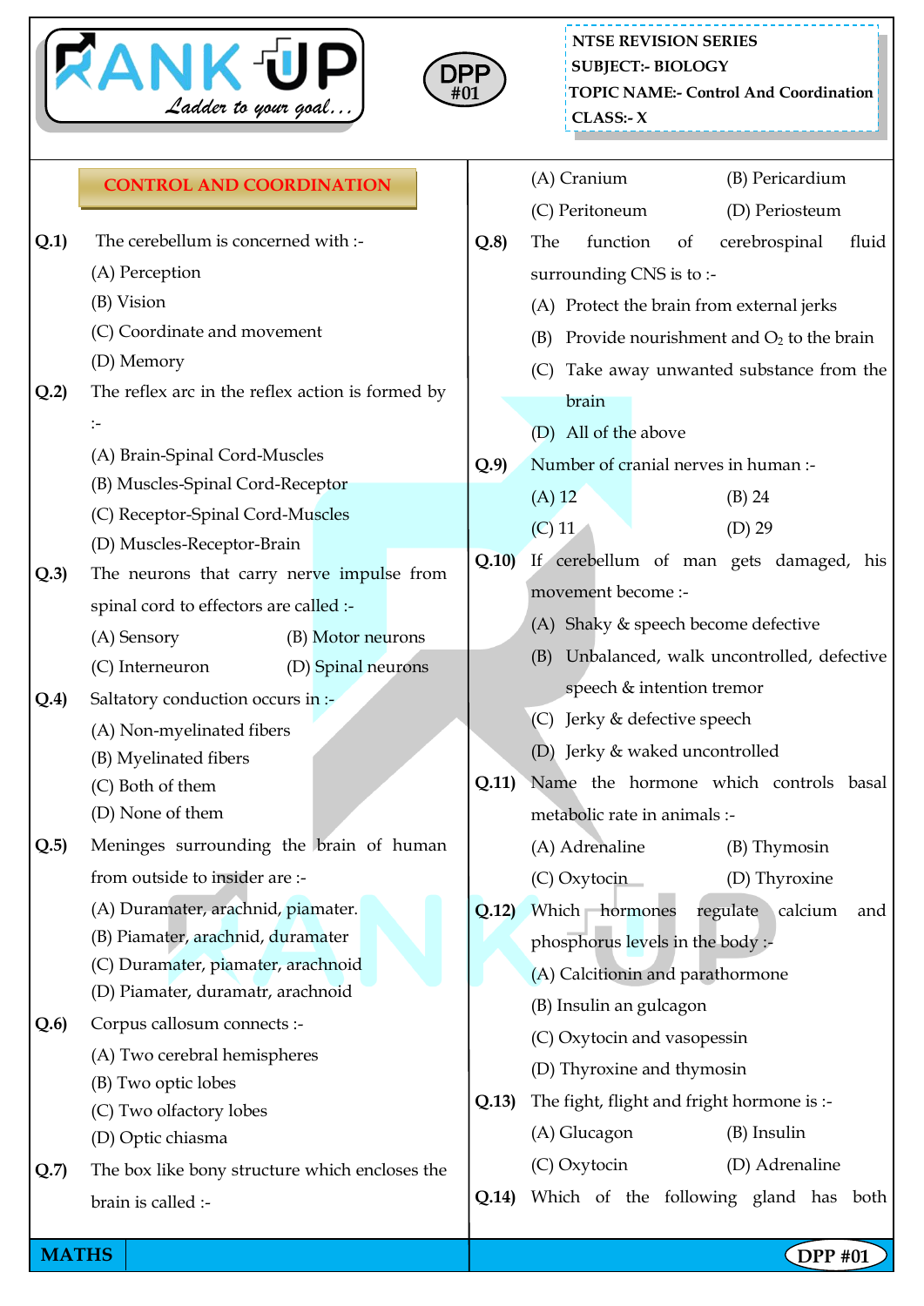NTSE REVISION SERIES
SUBJECT:- BIOLOGY
TOPIC NAME:- Control And Coordination
CLASS:- X

## CONTROL AND COORDINATION

**Q.1)** The cerebellum is concerned with :-
(A) Perception
(B) Vision
(C) Coordinate and movement
(D) Memory

**Q.2)** The reflex arc in the reflex action is formed by :-
(A) Brain-Spinal Cord-Muscles
(B) Muscles-Spinal Cord-Receptor
(C) Receptor-Spinal Cord-Muscles
(D) Muscles-Receptor-Brain

**Q.3)** The neurons that carry nerve impulse from spinal cord to effectors are called :-
(A) Sensory (B) Motor neurons
(C) Interneuron (D) Spinal neurons

**Q.4)** Saltatory conduction occurs in :-
(A) Non-myelinated fibers
(B) Myelinated fibers
(C) Both of them
(D) None of them

**Q.5)** Meninges surrounding the brain of human from outside to insider are :-
(A) Duramater, arachnid, piamater.
(B) Piamater, arachnid, duramater
(C) Duramater, piamater, arachnoid
(D) Piamater, duramatr, arachnoid

**Q.6)** Corpus callosum connects :-
(A) Two cerebral hemispheres
(B) Two optic lobes
(C) Two olfactory lobes
(D) Optic chiasma

**Q.7)** The box like bony structure which encloses the brain is called :-
(A) Cranium (B) Pericardium
(C) Peritoneum (D) Periosteum

**Q.8)** The function of cerebrospinal fluid surrounding CNS is to :-
(A) Protect the brain from external jerks
(B) Provide nourishment and $O_2$ to the brain
(C) Take away unwanted substance from the brain
(D) All of the above

**Q.9)** Number of cranial nerves in human :-
(A) 12 (B) 24
(C) 11 (D) 29

**Q.10)** If cerebellum of man gets damaged, his movement become :-
(A) Shaky & speech become defective
(B) Unbalanced, walk uncontrolled, defective speech & intention tremor
(C) Jerky & defective speech
(D) Jerky & waked uncontrolled

**Q.11)** Name the hormone which controls basal metabolic rate in animals :-
(A) Adrenaline (B) Thymosin
(C) Oxytocin (D) Thyroxine

**Q.12)** Which hormones regulate calcium and phosphorus levels in the body :-
(A) Calcitionin and parathormone
(B) Insulin an gulcagon
(C) Oxytocin and vasopessin
(D) Thyroxine and thymosin

**Q.13)** The fight, flight and fright hormone is :-
(A) Glucagon (B) Insulin
(C) Oxytocin (D) Adrenaline

**Q.14)** Which of the following gland has both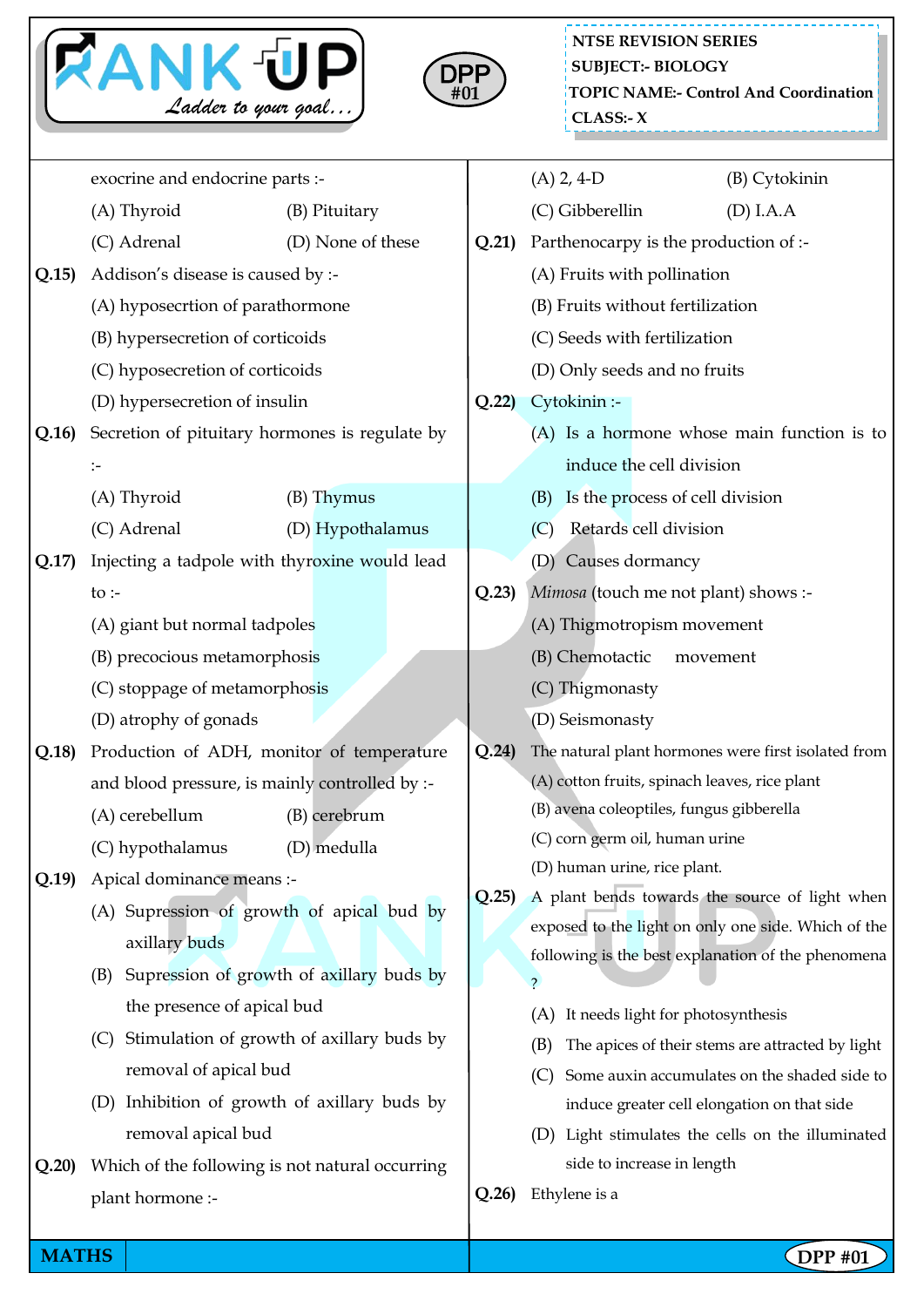exocrine and endocrine parts :-

(A) Thyroid (B) Pituitary

(C) Adrenal (D) None of these

**Q.15)** Addison's disease is caused by :-

(A) hyposecrtion of parathormone

(B) hypersecretion of corticoids

(C) hyposecretion of corticoids

(D) hypersecretion of insulin

**Q.16)** Secretion of pituitary hormones is regulate by :-

(A) Thyroid (B) Thymus

(C) Adrenal (D) Hypothalamus

**Q.17)** Injecting a tadpole with thyroxine would lead to :-

(A) giant but normal tadpoles

(B) precocious metamorphosis

(C) stoppage of metamorphosis

(D) atrophy of gonads

**Q.18)** Production of ADH, monitor of temperature and blood pressure, is mainly controlled by :-

(A) cerebellum (B) cerebrum

(C) hypothalamus (D) medulla

**Q.19)** Apical dominance means :-

(A) Supression of growth of apical bud by axillary buds

(B) Supression of growth of axillary buds by the presence of apical bud

(C) Stimulation of growth of axillary buds by removal of apical bud

(D) Inhibition of growth of axillary buds by removal apical bud

**Q.20)** Which of the following is not natural occurring plant hormone :-

(A) 2, 4-D (B) Cytokinin

(C) Gibberellin (D) I.A.A

**Q.21)** Parthenocarpy is the production of :-

(A) Fruits with pollination

(B) Fruits without fertilization

(C) Seeds with fertilization

(D) Only seeds and no fruits

**Q.22)** Cytokinin :-

(A) Is a hormone whose main function is to induce the cell division

(B) Is the process of cell division

(C) Retards cell division

(D) Causes dormancy

**Q.23)** *Mimosa* (touch me not plant) shows :-

(A) Thigmotropism movement

(B) Chemotactic movement

(C) Thigmonasty

(D) Seismonasty

**Q.24)** The natural plant hormones were first isolated from

(A) cotton fruits, spinach leaves, rice plant

(B) avena coleoptiles, fungus gibberella

(C) corn germ oil, human urine

(D) human urine, rice plant.

**Q.25)** A plant bends towards the source of light when exposed to the light on only one side. Which of the following is the best explanation of the phenomena ?

(A) It needs light for photosynthesis

(B) The apices of their stems are attracted by light

(C) Some auxin accumulates on the shaded side to induce greater cell elongation on that side

(D) Light stimulates the cells on the illuminated side to increase in length

**Q.26)** Ethylene is a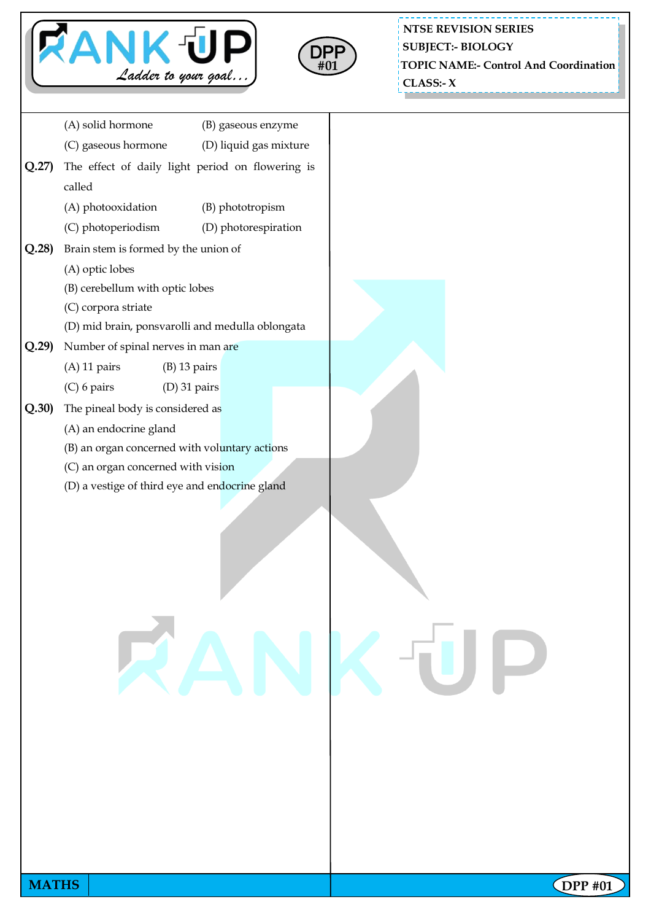(A) solid hormone (B) gaseous enzyme
(C) gaseous hormone (D) liquid gas mixture

**Q.27)** The effect of daily light period on flowering is called
(A) photooxidation (B) phototropism
(C) photoperiodism (D) photorespiration

**Q.28)** Brain stem is formed by the union of
(A) optic lobes
(B) cerebellum with optic lobes
(C) corpora striate
(D) mid brain, ponsvarolli and medulla oblongata

**Q.29)** Number of spinal nerves in man are
(A) 11 pairs (B) 13 pairs
(C) 6 pairs (D) 31 pairs

**Q.30)** The pineal body is considered as
(A) an endocrine gland
(B) an organ concerned with voluntary actions
(C) an organ concerned with vision
(D) a vestige of third eye and endocrine gland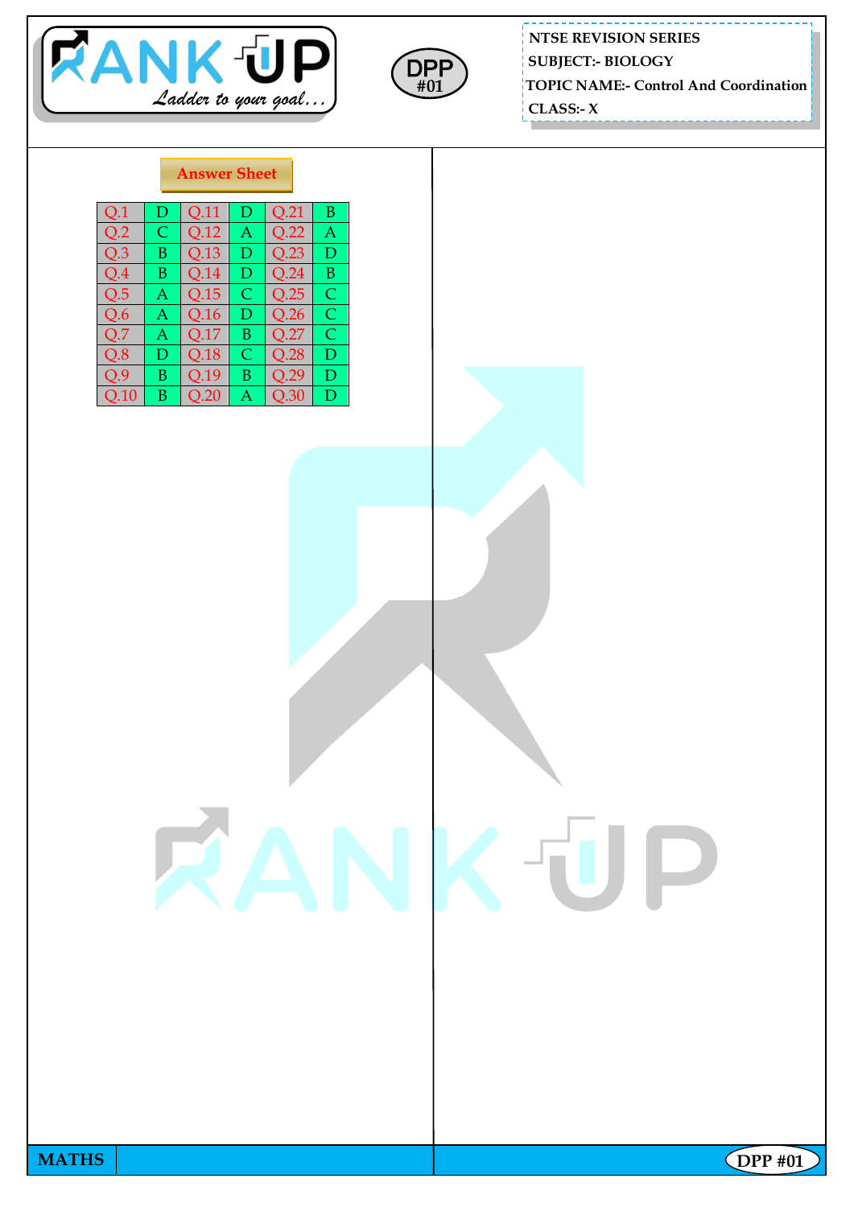NTSE REVISION SERIES
SUBJECT:- BIOLOGY
TOPIC NAME:- Control And Coordination
CLASS:- X

## Answer Sheet

| | | | | | |
|---|---|---|---|---|---|
| Q.1 | D | Q.11 | D | Q.21 | B |
| Q.2 | C | Q.12 | A | Q.22 | A |
| Q.3 | B | Q.13 | D | Q.23 | D |
| Q.4 | B | Q.14 | D | Q.24 | B |
| Q.5 | A | Q.15 | C | Q.25 | C |
| Q.6 | A | Q.16 | D | Q.26 | C |
| Q.7 | A | Q.17 | B | Q.27 | C |
| Q.8 | D | Q.18 | C | Q.28 | D |
| Q.9 | B | Q.19 | B | Q.29 | D |
| Q.10 | B | Q.20 | A | Q.30 | D |